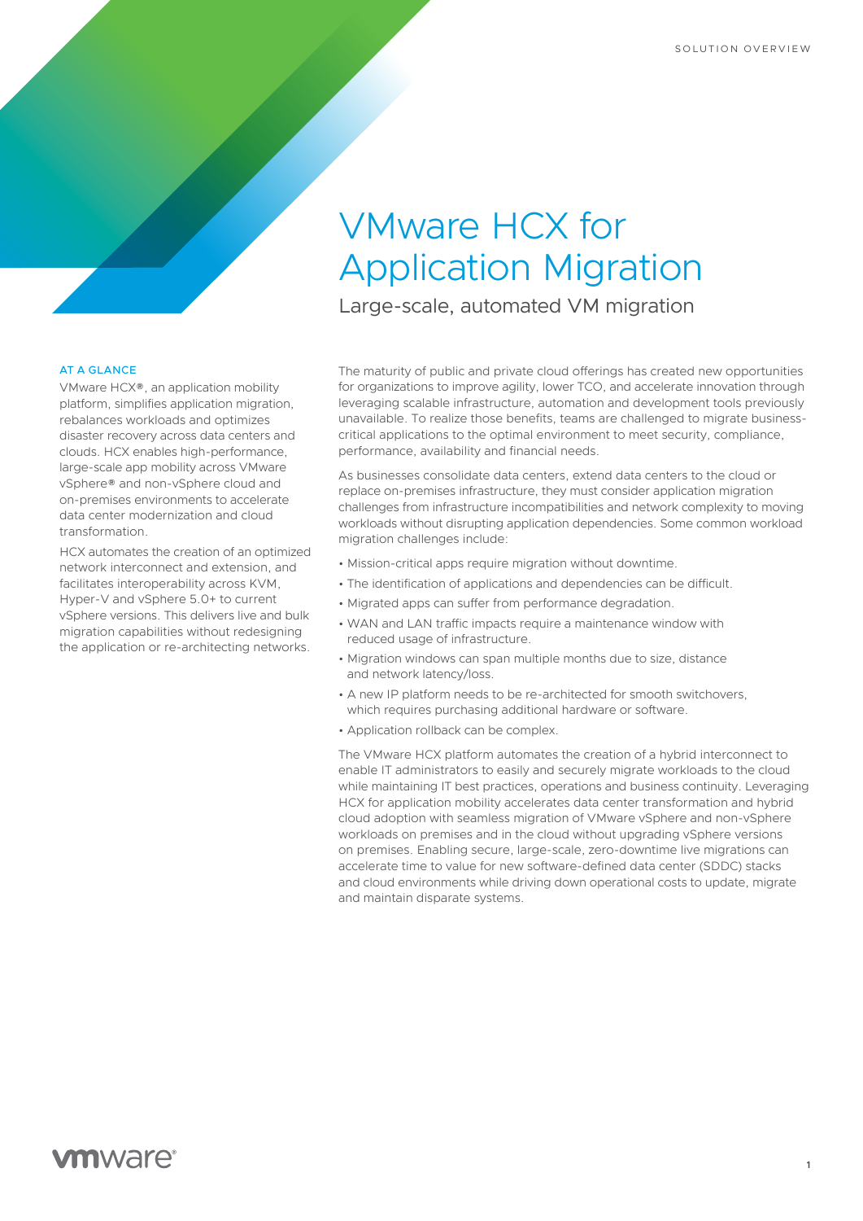# VMware HCX for Application Migration

## Large-scale, automated VM migration

### AT A GLANCE

VMware HCX®, an application mobility platform, simplifies application migration, rebalances workloads and optimizes disaster recovery across data centers and clouds. HCX enables high-performance, large-scale app mobility across VMware vSphere® and non-vSphere cloud and on-premises environments to accelerate data center modernization and cloud transformation.

HCX automates the creation of an optimized network interconnect and extension, and facilitates interoperability across KVM, Hyper-V and vSphere 5.0+ to current vSphere versions. This delivers live and bulk migration capabilities without redesigning the application or re-architecting networks.

The maturity of public and private cloud offerings has created new opportunities for organizations to improve agility, lower TCO, and accelerate innovation through leveraging scalable infrastructure, automation and development tools previously unavailable. To realize those benefits, teams are challenged to migrate business-critical applications to the optimal environment to meet security, compliance, performance, availability and financial needs.

As businesses consolidate data centers, extend data centers to the cloud or replace on-premises infrastructure, they must consider application migration challenges from infrastructure incompatibilities and network complexity to moving workloads without disrupting application dependencies. Some common workload migration challenges include:

- Mission-critical apps require migration without downtime.
- The identification of applications and dependencies can be difficult.
- Migrated apps can suffer from performance degradation.
- WAN and LAN traffic impacts require a maintenance window with reduced usage of infrastructure.
- Migration windows can span multiple months due to size, distance and network latency/loss.
- A new IP platform needs to be re-architected for smooth switchovers, which requires purchasing additional hardware or software.
- Application rollback can be complex.

The VMware HCX platform automates the creation of a hybrid interconnect to enable IT administrators to easily and securely migrate workloads to the cloud while maintaining IT best practices, operations and business continuity. Leveraging HCX for application mobility accelerates data center transformation and hybrid cloud adoption with seamless migration of VMware vSphere and non-vSphere workloads on premises and in the cloud without upgrading vSphere versions on premises. Enabling secure, large-scale, zero-downtime live migrations can accelerate time to value for new software-defined data center (SDDC) stacks and cloud environments while driving down operational costs to update, migrate and maintain disparate systems.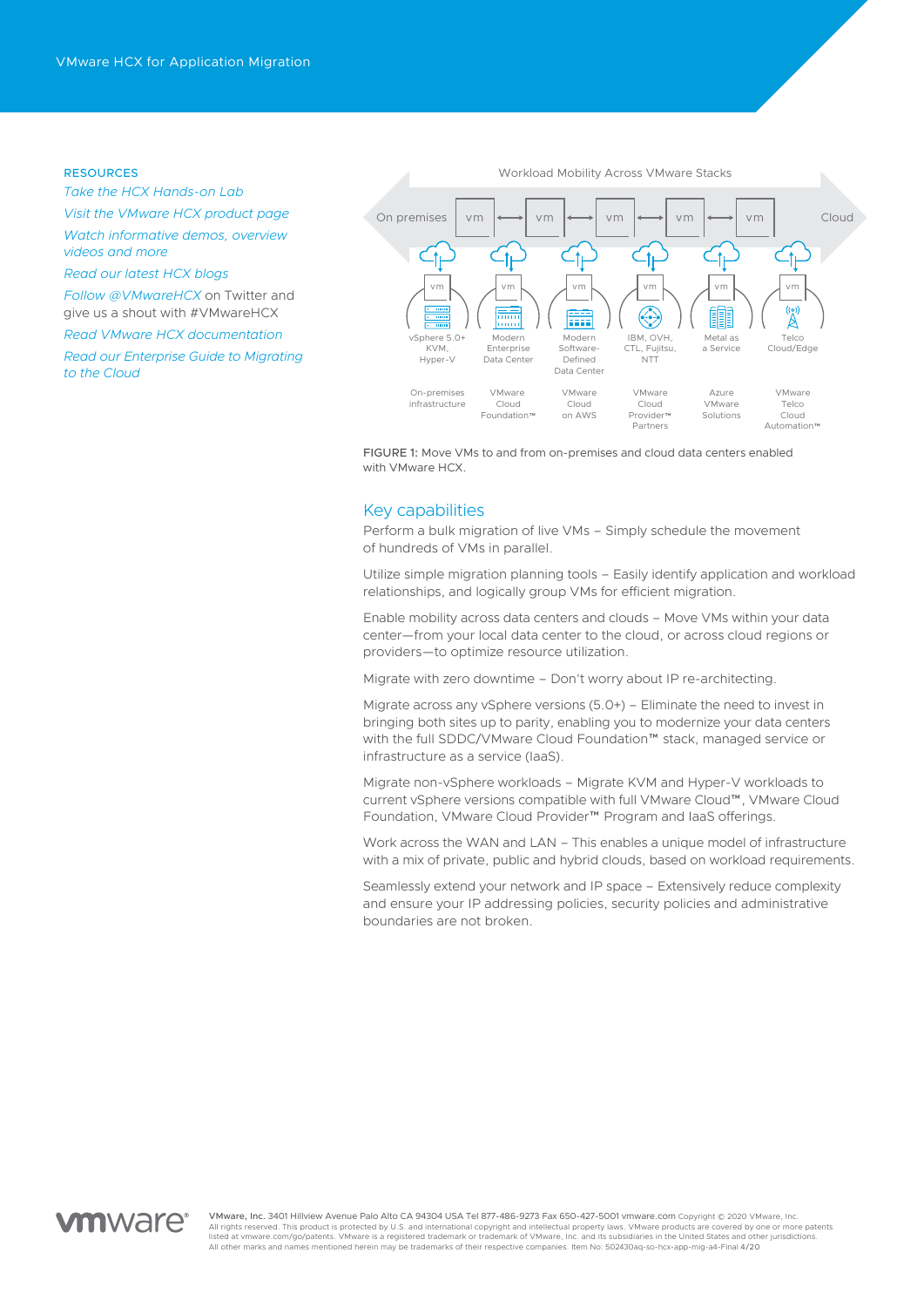## RESOURCES

*Take the HCX Hands-on Lab*

*Visit the VMware HCX product page*

*Watch informative demos, overview videos and more*

*Read our latest HCX blogs*

*Follow @VMwareHCX* on Twitter and give us a shout with #VMwareHCX

*Read VMware HCX documentation*

*Read our Enterprise Guide to Migrating to the Cloud*

Workload Mobility Across VMware Stacks

On premises

vm

vm

vm

vm

vm

Cloud

vSphere 5.0+ KVM, Hyper-V

Modern Enterprise Data Center

Modern Software-Defined Data Center

IBM, OVH, CTL, Fujitsu, NTT

Metal as a Service

Telco Cloud/Edge

On-premises infrastructure

VMware Cloud Foundation™

VMware Cloud on AWS

VMware Cloud Provider™ Partners

Azure VMware Solutions

VMware Telco Cloud Automation™

FIGURE 1: Move VMs to and from on-premises and cloud data centers enabled with VMware HCX.

## Key capabilities

Perform a bulk migration of live VMs – Simply schedule the movement of hundreds of VMs in parallel.

Utilize simple migration planning tools – Easily identify application and workload relationships, and logically group VMs for efficient migration.

Enable mobility across data centers and clouds – Move VMs within your data center—from your local data center to the cloud, or across cloud regions or providers—to optimize resource utilization.

Migrate with zero downtime – Don't worry about IP re-architecting.

Migrate across any vSphere versions (5.0+) – Eliminate the need to invest in bringing both sites up to parity, enabling you to modernize your data centers with the full SDDC/VMware Cloud Foundation™ stack, managed service or infrastructure as a service (IaaS).

Migrate non-vSphere workloads – Migrate KVM and Hyper-V workloads to current vSphere versions compatible with full VMware Cloud™, VMware Cloud Foundation, VMware Cloud Provider™ Program and IaaS offerings.

Work across the WAN and LAN – This enables a unique model of infrastructure with a mix of private, public and hybrid clouds, based on workload requirements.

Seamlessly extend your network and IP space – Extensively reduce complexity and ensure your IP addressing policies, security policies and administrative boundaries are not broken.

VMware, Inc. 3401 Hillview Avenue Palo Alto CA 94304 USA Tel 877-486-9273 Fax 650-427-5001 vmware.com Copyright © 2020 VMware, Inc. All rights reserved. This product is protected by U.S. and international copyright and intellectual property laws. VMware products are covered by one or more patents listed at vmware.com/go/patents. VMware is a registered trademark or trademark of VMware, Inc. and its subsidiaries in the United States and other jurisdictions. All other marks and names mentioned herein may be trademarks of their respective companies. Item No: 502430aq-so-hcx-app-mig-a4-Final 4/20